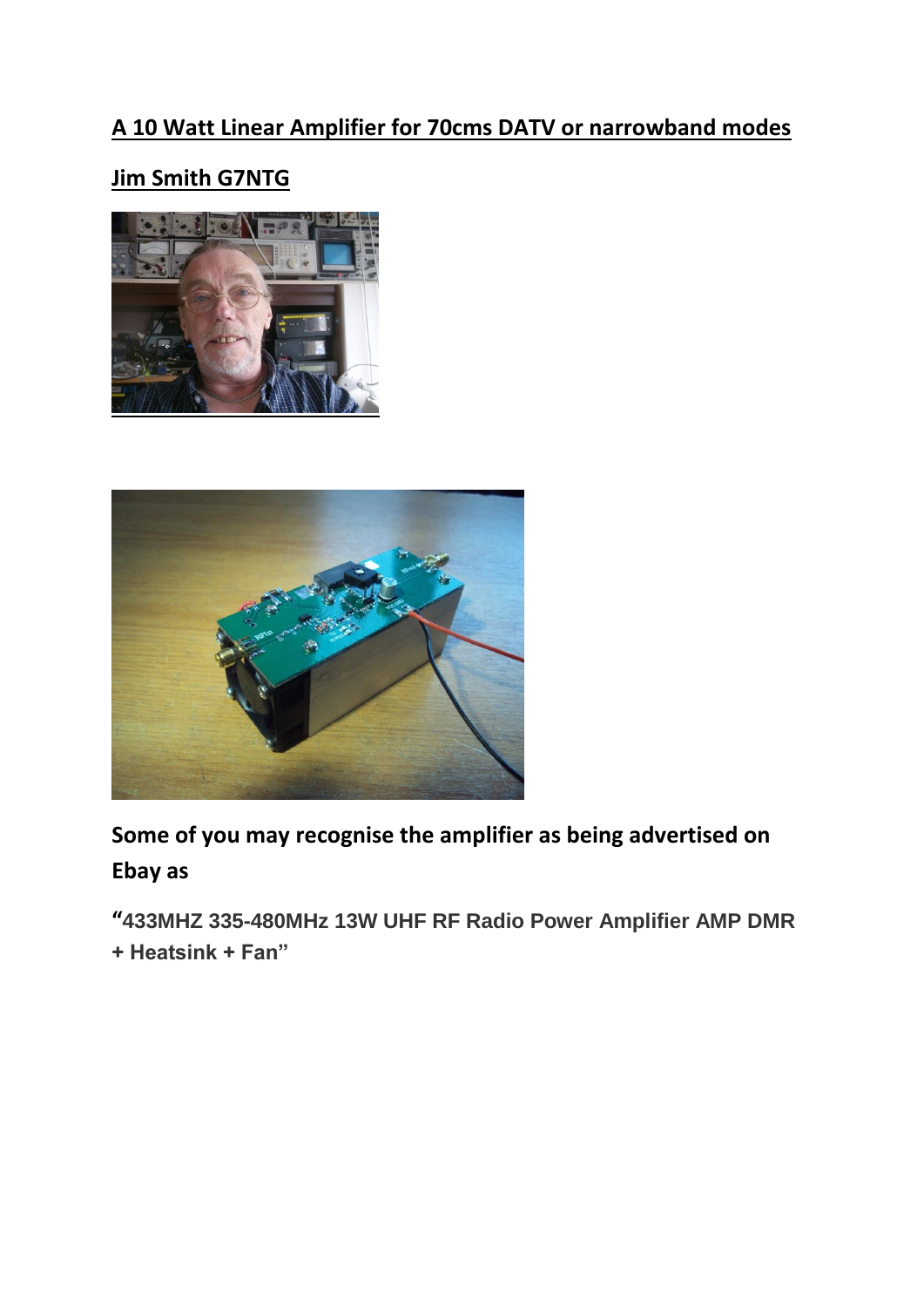# A 10 Watt Linear Amplifier for 70cms DATV or narrowband modes

## Jim Smith G7NTG

**Some of you may recognise the amplifier as being advertised on Ebay as**

**"433MHZ 335-480MHz 13W UHF RF Radio Power Amplifier AMP DMR + Heatsink + Fan"**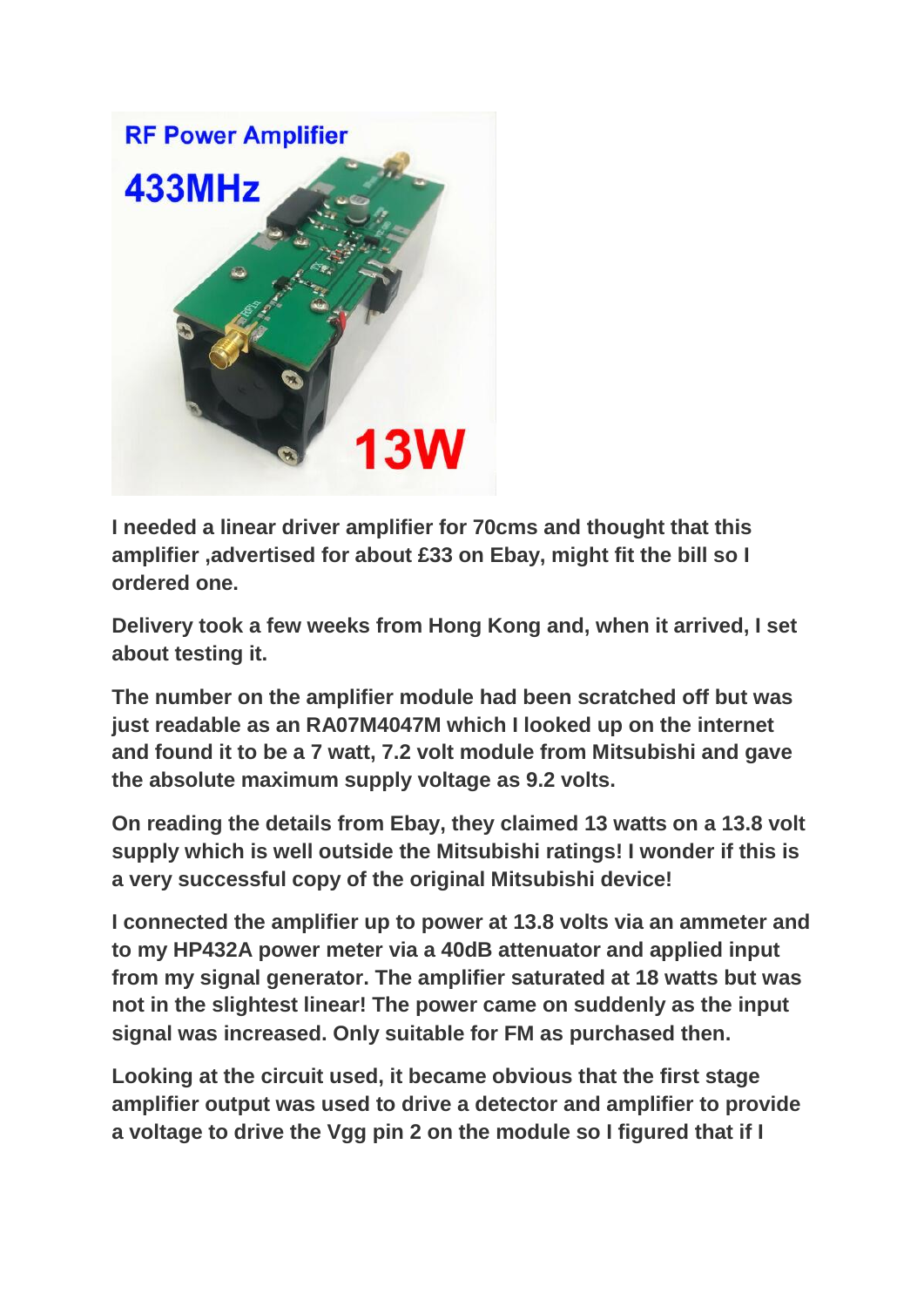**I needed a linear driver amplifier for 70cms and thought that this amplifier ,advertised for about £33 on Ebay, might fit the bill so I ordered one.**

**Delivery took a few weeks from Hong Kong and, when it arrived, I set about testing it.**

**The number on the amplifier module had been scratched off but was just readable as an RA07M4047M which I looked up on the internet and found it to be a 7 watt, 7.2 volt module from Mitsubishi and gave the absolute maximum supply voltage as 9.2 volts.**

**On reading the details from Ebay, they claimed 13 watts on a 13.8 volt supply which is well outside the Mitsubishi ratings! I wonder if this is a very successful copy of the original Mitsubishi device!**

**I connected the amplifier up to power at 13.8 volts via an ammeter and to my HP432A power meter via a 40dB attenuator and applied input from my signal generator. The amplifier saturated at 18 watts but was not in the slightest linear! The power came on suddenly as the input signal was increased. Only suitable for FM as purchased then.**

**Looking at the circuit used, it became obvious that the first stage amplifier output was used to drive a detector and amplifier to provide a voltage to drive the Vgg pin 2 on the module so I figured that if I**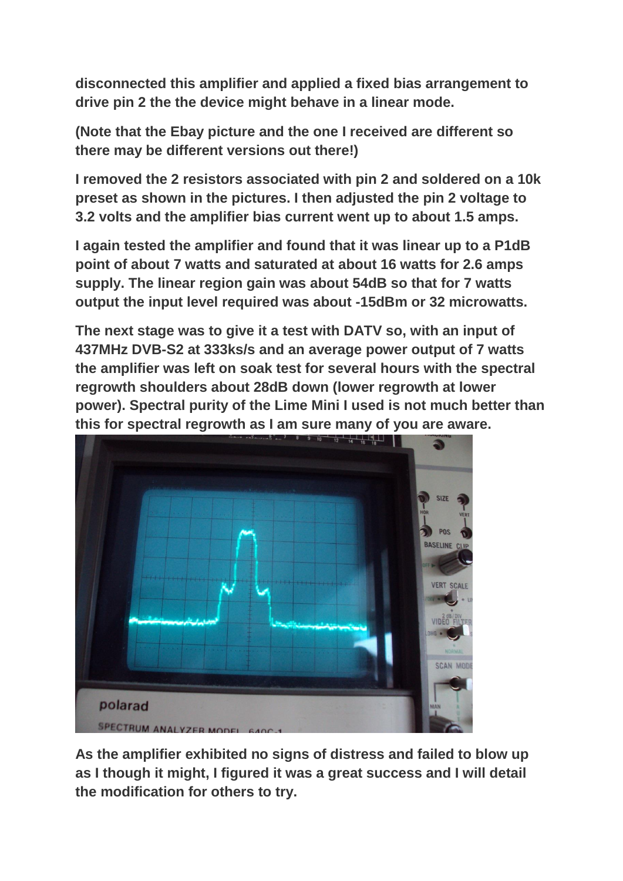**disconnected this amplifier and applied a fixed bias arrangement to drive pin 2 the the device might behave in a linear mode.**

**(Note that the Ebay picture and the one I received are different so there may be different versions out there!)**

**I removed the 2 resistors associated with pin 2 and soldered on a 10k preset as shown in the pictures. I then adjusted the pin 2 voltage to 3.2 volts and the amplifier bias current went up to about 1.5 amps.**

**I again tested the amplifier and found that it was linear up to a P1dB point of about 7 watts and saturated at about 16 watts for 2.6 amps supply. The linear region gain was about 54dB so that for 7 watts output the input level required was about -15dBm or 32 microwatts.**

**The next stage was to give it a test with DATV so, with an input of 437MHz DVB-S2 at 333ks/s and an average power output of 7 watts the amplifier was left on soak test for several hours with the spectral regrowth shoulders about 28dB down (lower regrowth at lower power). Spectral purity of the Lime Mini I used is not much better than this for spectral regrowth as I am sure many of you are aware.**

**As the amplifier exhibited no signs of distress and failed to blow up as I though it might, I figured it was a great success and I will detail the modification for others to try.**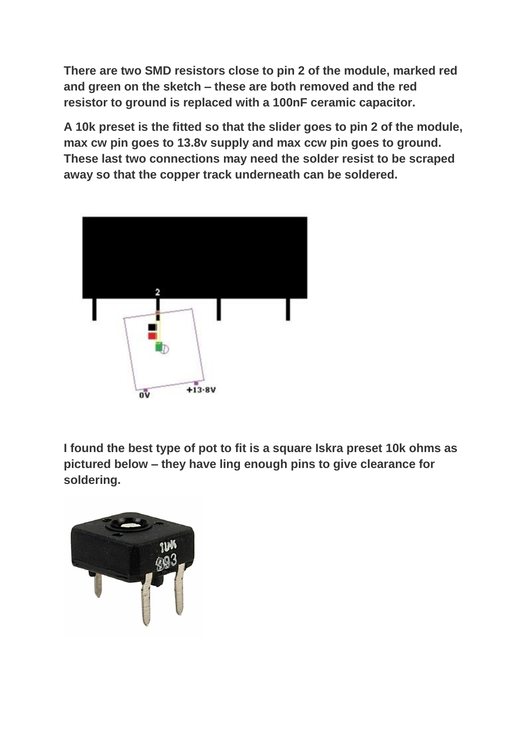**There are two SMD resistors close to pin 2 of the module, marked red and green on the sketch – these are both removed and the red resistor to ground is replaced with a 100nF ceramic capacitor.**

**A 10k preset is the fitted so that the slider goes to pin 2 of the module, max cw pin goes to 13.8v supply and max ccw pin goes to ground. These last two connections may need the solder resist to be scraped away so that the copper track underneath can be soldered.**

**I found the best type of pot to fit is a square Iskra preset 10k ohms as pictured below – they have ling enough pins to give clearance for soldering.**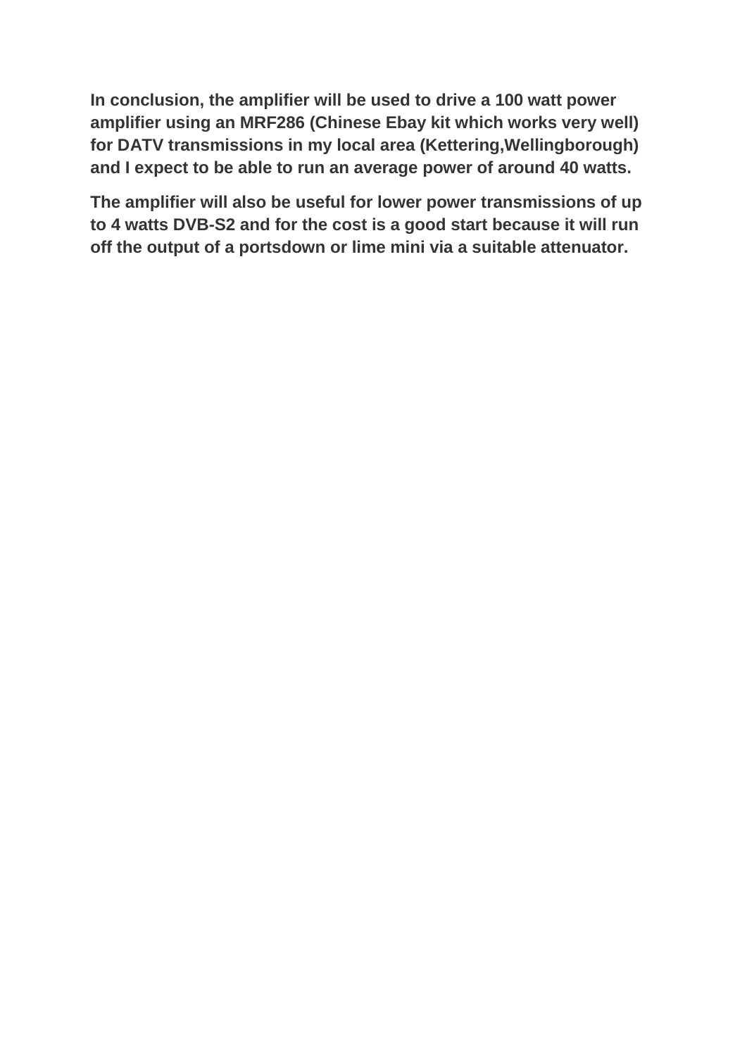**In conclusion, the amplifier will be used to drive a 100 watt power amplifier using an MRF286 (Chinese Ebay kit which works very well) for DATV transmissions in my local area (Kettering,Wellingborough) and I expect to be able to run an average power of around 40 watts.**

**The amplifier will also be useful for lower power transmissions of up to 4 watts DVB-S2 and for the cost is a good start because it will run off the output of a portsdown or lime mini via a suitable attenuator.**